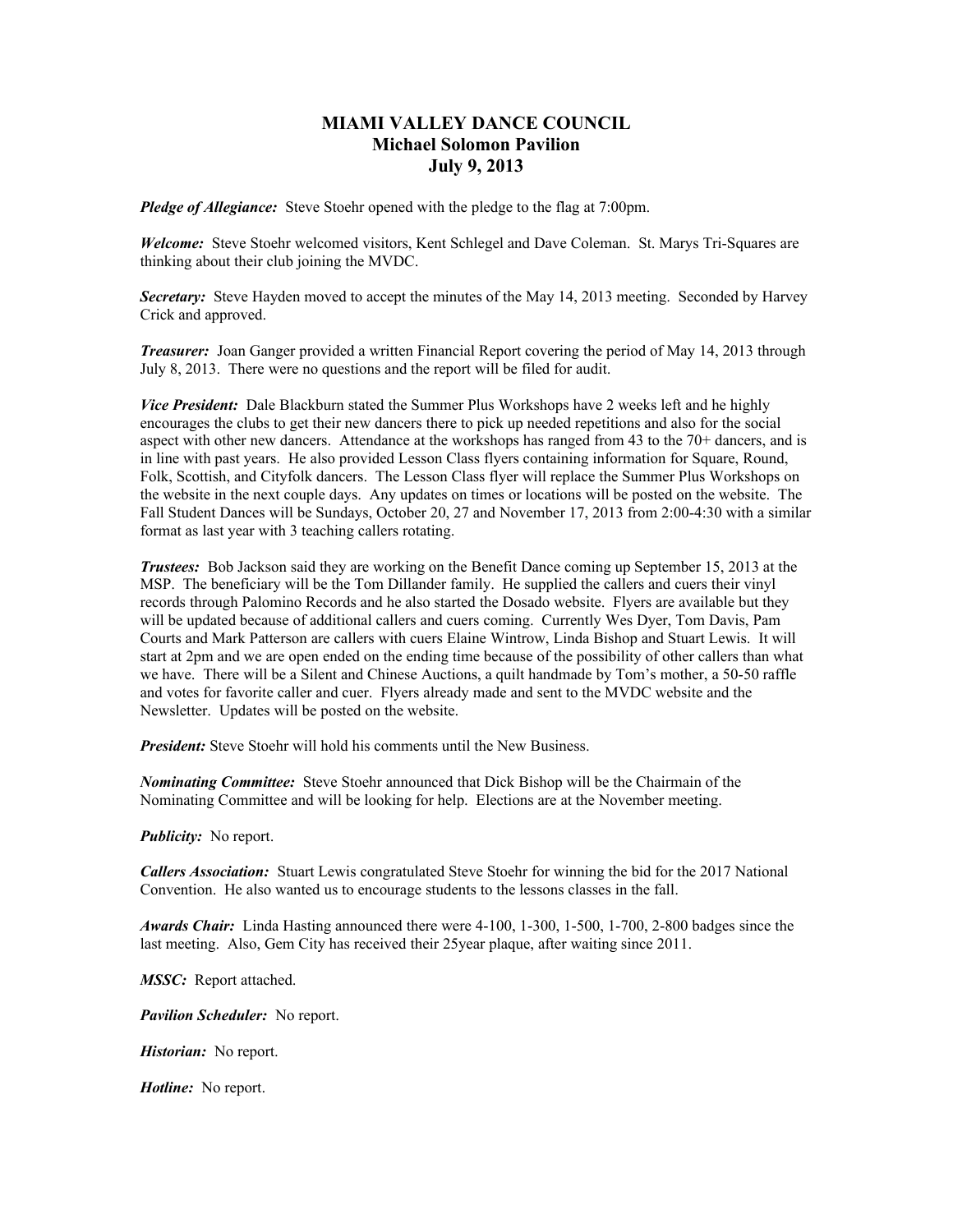# MIAMI VALLEY DANCE COUNCIL
## Michael Solomon Pavilion
## July 9, 2013

***Pledge of Allegiance:*** Steve Stoehr opened with the pledge to the flag at 7:00pm.

***Welcome:*** Steve Stoehr welcomed visitors, Kent Schlegel and Dave Coleman. St. Marys Tri-Squares are thinking about their club joining the MVDC.

***Secretary:*** Steve Hayden moved to accept the minutes of the May 14, 2013 meeting. Seconded by Harvey Crick and approved.

***Treasurer:*** Joan Ganger provided a written Financial Report covering the period of May 14, 2013 through July 8, 2013. There no questions and the report will be filed for audit.

***Vice President:*** Dale Blackburn stated the Summer Plus Workshops have 2 weeks left and he highly encourages the clubs to get their new dancers there to pick up needed repetitions and also for the social aspect with other new dancers. Attendance at the workshops has ranged from 43 to the 70+ dancers, and is in line with past years. He also provided Lesson Class flyers containing information for Square, Round, Folk, Scottish, and Cityfolk dancers. The Lesson Class flyer will replace the Summer Plus Workshops on the website in the next couple days. Any updates on times or locations will be posted on the website. The Fall Student Dances will be Sundays, October 20, 27 and November 17, 2013 from 2:00-4:30 with a similar format as last year with 3 teaching callers rotating.

***Trustees:*** Bob Jackson said they are working on the Benefit Dance coming up September 15, 2013 at the MSP. The beneficiary will be the Tom Dillander family. He supplied the callers and cuers their vinyl records through Palomino Records and he also started the Dosado website. Flyers are available but they will be updated because of additional callers and cuers coming. Currently Wes Dyer, Tom Davis, Pam Courts and Mark Patterson are callers with cuers Elaine Wintrow, Linda Bishop and Stuart Lewis. It will start at 2pm and we are open ended on the ending time because of the possibility of other callers than what we have. There will be a Silent and Chinese Auctions, a quilt handmade by Tom's mother, a 50-50 raffle and votes for favorite caller and cuer. Flyers already made and sent to the MVDC website and the Newsletter. Updates will be posted on the website.

***President:*** Steve Stoehr will hold his comments until the New Business.

***Nominating Committee:*** Steve Stoehr announced that Dick Bishop will be the Chairmain of the Nominating Committee and will be looking for help. Elections are at the November meeting.

***Publicity:*** No report.

***Callers Association:*** Stuart Lewis congratulated Steve Stoehr for winning the bid for the 2017 National Convention. He also wanted us to encourage students to the lessons classes in the fall.

***Awards Chair:*** Linda Hasting announced there were 4-100, 1-300, 1-500, 1-700, 2-800 badges since the last meeting. Also, Gem City has received their 25year plaque, after waiting since 2011.

***MSSC:*** Report attached.

***Pavilion Scheduler:*** No report.

***Historian:*** No report.

***Hotline:*** No report.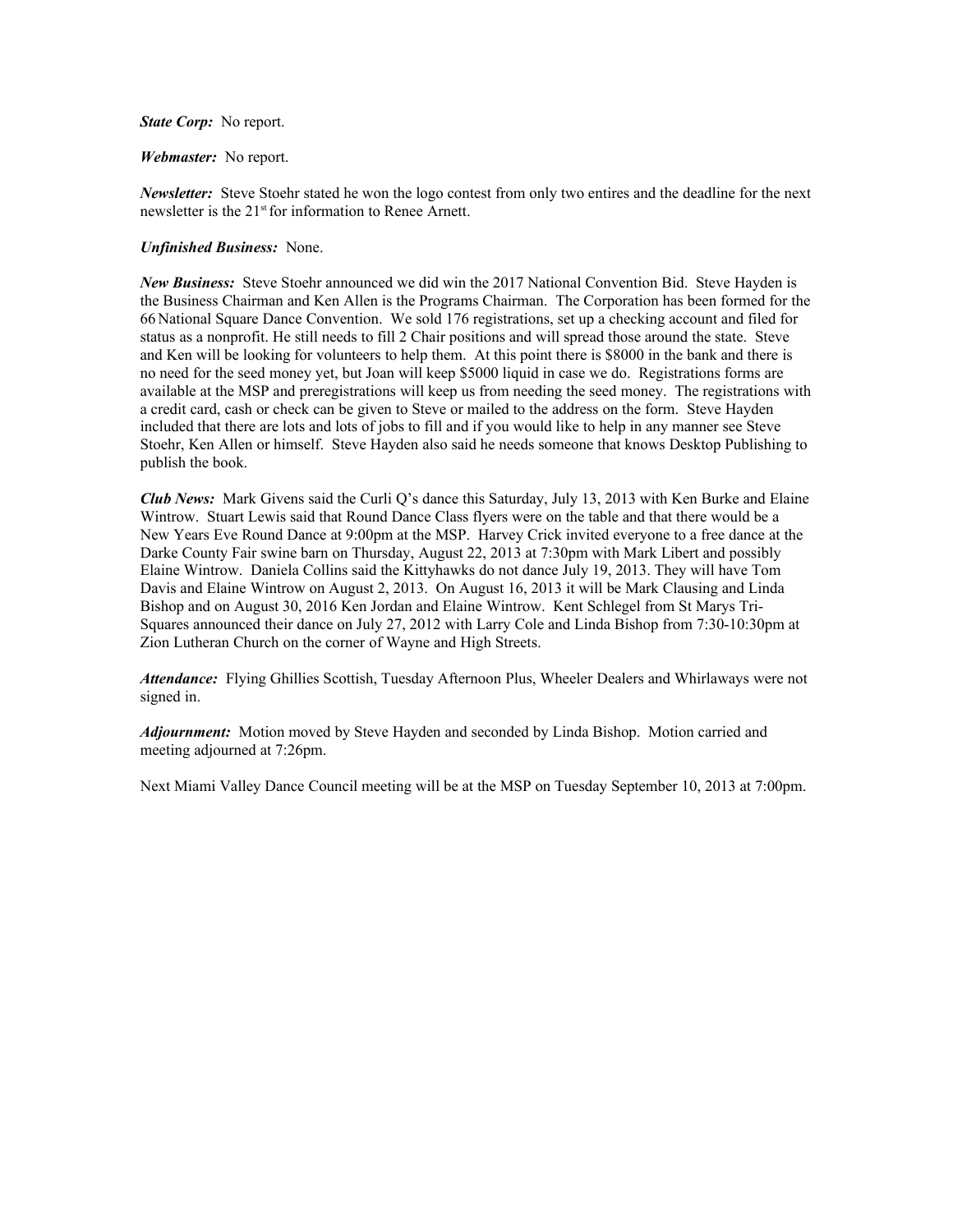***State Corp:*** No report.

***Webmaster:*** No report.

***Newsletter:*** Steve Stoehr stated he won the logo contest from only two entires and the deadline for the next newsletter is the 21st for information to Renee Arnett.

***Unfinished Business:*** None.

***New Business:*** Steve Stoehr announced we did win the 2017 National Convention Bid. Steve Hayden is the Business Chairman and Ken Allen is the Programs Chairman. The Corporation has been formed for the 66 National Square Dance Convention. We sold 176 registrations, set up a checking account and filed for status as a nonprofit. He still needs to fill 2 Chair positions and will spread those around the state. Steve and Ken will be looking for volunteers to help them. At this point there is $8000 in the bank and there is no need for the seed money yet, but Joan will keep $5000 liquid in case we do. Registrations forms are available at the MSP and preregistrations will keep us from needing the seed money. The registrations with a credit card, cash or check can be given to Steve or mailed to the address on the form. Steve Hayden included that there are lots and lots of jobs to fill and if you would like to help in any manner see Steve Stoehr, Ken Allen or himself. Steve Hayden also said he needs someone that knows Desktop Publishing to publish the book.

***Club News:*** Mark Givens said the Curli Q's dance this Saturday, July 13, 2013 with Ken Burke and Elaine Wintrow. Stuart Lewis said that Round Dance Class flyers were on the table and that there would be a New Years Eve Round Dance at 9:00pm at the MSP. Harvey Crick invited everyone to a free dance at the Darke County Fair swine barn on Thursday, August 22, 2013 at 7:30pm with Mark Libert and possibly Elaine Wintrow. Daniela Collins said the Kittyhawks do not dance July 19, 2013. They will have Tom Davis and Elaine Wintrow on August 2, 2013. On August 16, 2013 it will be Mark Clausing and Linda Bishop and on August 30, 2016 Ken Jordan and Elaine Wintrow. Kent Schlegel from St Marys Tri-Squares announced their dance on July 27, 2012 with Larry Cole and Linda Bishop from 7:30-10:30pm at Zion Lutheran Church on the corner of Wayne and High Streets.

***Attendance:*** Flying Ghillies Scottish, Tuesday Afternoon Plus, Wheeler Dealers and Whirlaways were not signed in.

***Adjournment:*** Motion moved by Steve Hayden and seconded by Linda Bishop. Motion carried and meeting adjourned at 7:26pm.

Next Miami Valley Dance Council meeting will be at the MSP on Tuesday September 10, 2013 at 7:00pm.